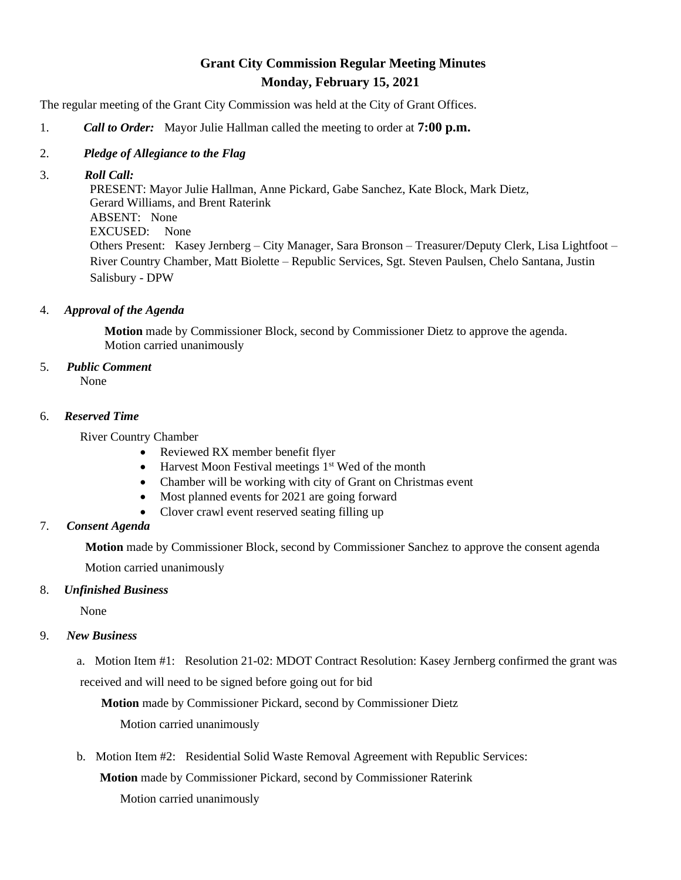# Grant City Commission Regular Meeting Minutes

## Monday, February 15, 2021

The regular meeting of the Grant City Commission was held at the City of Grant Offices.

1. ***Call to Order:*** Mayor Julie Hallman called the meeting to order at **7:00 p.m.**

2. ***Pledge of Allegiance to the Flag***

3. ***Roll Call:***
   PRESENT: Mayor Julie Hallman, Anne Pickard, Gabe Sanchez, Kate Block, Mark Dietz, Gerard Williams, and Brent Raterink
   ABSENT: None
   EXCUSED: None
   Others Present: Kasey Jernberg – City Manager, Sara Bronson – Treasurer/Deputy Clerk, Lisa Lightfoot – River Country Chamber, Matt Biolette – Republic Services, Sgt. Steven Paulsen, Chelo Santana, Justin Salisbury - DPW

4. ***Approval of the Agenda***

   **Motion** made by Commissioner Block, second by Commissioner Dietz to approve the agenda. Motion carried unanimously

5. ***Public Comment***
   None

6. ***Reserved Time***

   River Country Chamber
   - Reviewed RX member benefit flyer
   - Harvest Moon Festival meetings 1st Wed of the month
   - Chamber will be working with city of Grant on Christmas event
   - Most planned events for 2021 are going forward
   - Clover crawl event reserved seating filling up

7. ***Consent Agenda***

   **Motion** made by Commissioner Block, second by Commissioner Sanchez to approve the consent agenda

   Motion carried unanimously

8. ***Unfinished Business***

   None

9. ***New Business***

   a. Motion Item #1: Resolution 21-02: MDOT Contract Resolution: Kasey Jernberg confirmed the grant was received and will need to be signed before going out for bid

   **Motion** made by Commissioner Pickard, second by Commissioner Dietz

   Motion carried unanimously

   b. Motion Item #2: Residential Solid Waste Removal Agreement with Republic Services:

   **Motion** made by Commissioner Pickard, second by Commissioner Raterink

   Motion carried unanimously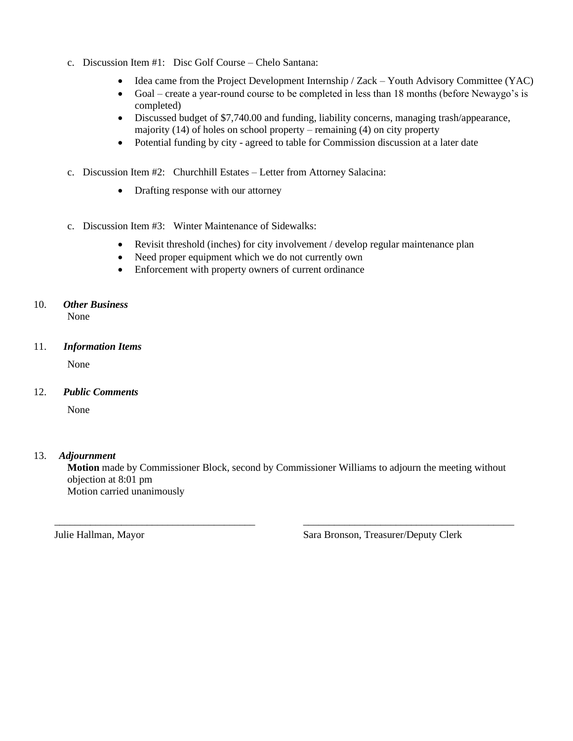c. Discussion Item #1: Disc Golf Course – Chelo Santana:

- Idea came from the Project Development Internship / Zack – Youth Advisory Committee (YAC)
- Goal – create a year-round course to be completed in less than 18 months (before Newaygo's is completed)
- Discussed budget of $7,740.00 and funding, liability concerns, managing trash/appearance, majority (14) of holes on school property – remaining (4) on city property
- Potential funding by city - agreed to table for Commission discussion at a later date

c. Discussion Item #2: Churchhill Estates – Letter from Attorney Salacina:

- Drafting response with our attorney

c. Discussion Item #3: Winter Maintenance of Sidewalks:

- Revisit threshold (inches) for city involvement / develop regular maintenance plan
- Need proper equipment which we do not currently own
- Enforcement with property owners of current ordinance

10. ***Other Business***

None

11. ***Information Items***

None

12. ***Public Comments***

None

13. ***Adjournment***

**Motion** made by Commissioner Block, second by Commissioner Williams to adjourn the meeting without objection at 8:01 pm
Motion carried unanimously

_______________________________________ _________________________________________

Julie Hallman, Mayor Sara Bronson, Treasurer/Deputy Clerk